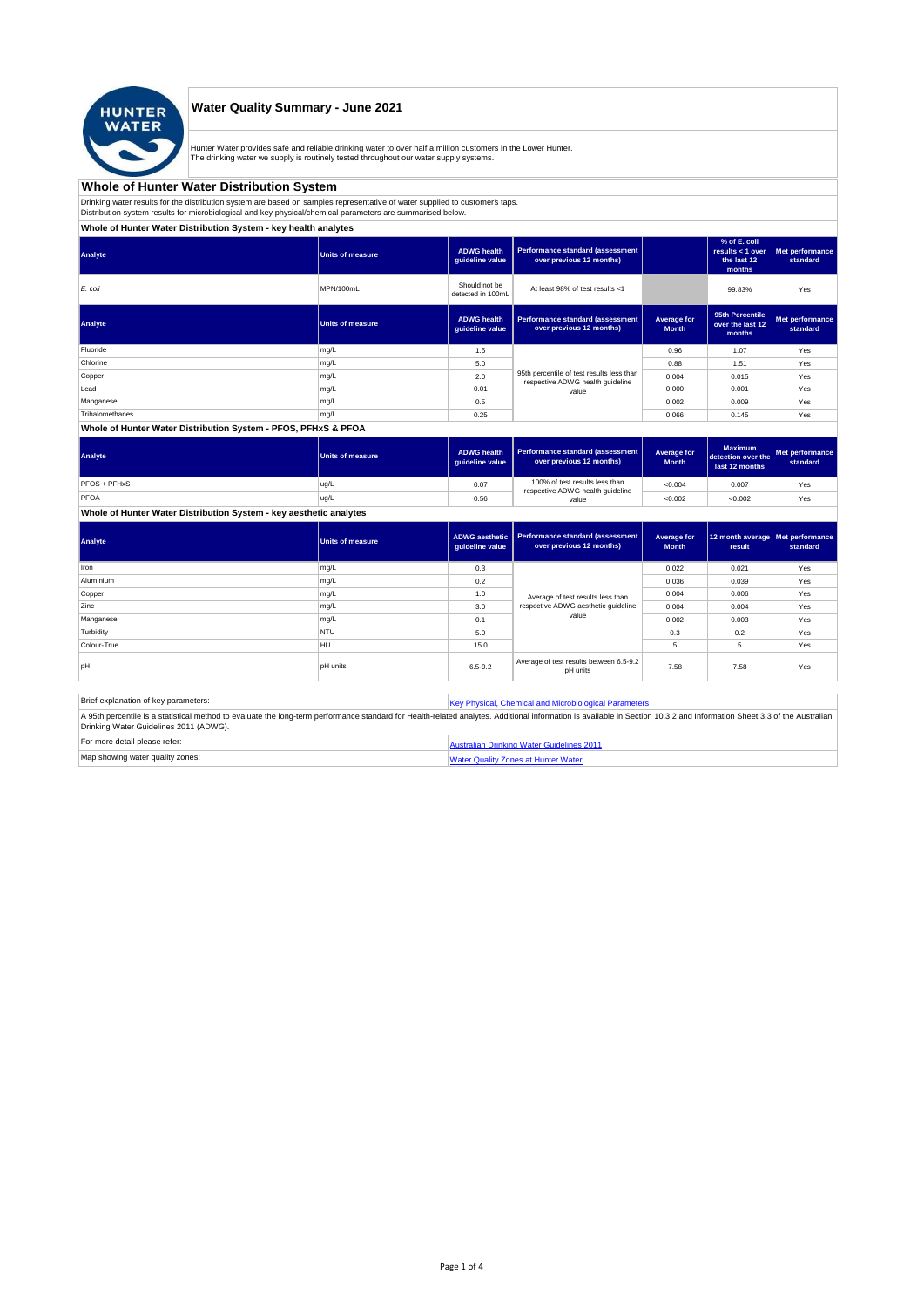# Water Quality Summary - June 2021

Hunter Water provides safe and reliable drinking water to over half a million customers in the Lower Hunter.
The drinking water we supply is routinely tested throughout our water supply systems.

## Whole of Hunter Water Distribution System

Drinking water results for the distribution system are based on samples representative of water supplied to customer's taps.
Distribution system results for microbiological and key physical/chemical parameters are summarised below.

### Whole of Hunter Water Distribution System - key health analytes

| Analyte | Units of measure | ADWG health guideline value | Performance standard (assessment over previous 12 months) | | % of E. coli results < 1 over the last 12 months | Met performance standard |
|---|---|---|---|---|---|---|
| *E. coli* | MPN/100mL | Should not be detected in 100mL | At least 98% of test results <1 | | 99.83% | Yes |

| Analyte | Units of measure | ADWG health guideline value | Performance standard (assessment over previous 12 months) | Average for Month | 95th Percentile over the last 12 months | Met performance standard |
|---|---|---|---|---|---|---|
| Fluoride | mg/L | 1.5 | 95th percentile of test results less than respective ADWG health guideline value | 0.96 | 1.07 | Yes |
| Chlorine | mg/L | 5.0 | | 0.88 | 1.51 | Yes |
| Copper | mg/L | 2.0 | | 0.004 | 0.015 | Yes |
| Lead | mg/L | 0.01 | | 0.000 | 0.001 | Yes |
| Manganese | mg/L | 0.5 | | 0.002 | 0.009 | Yes |
| Trihalomethanes | mg/L | 0.25 | | 0.066 | 0.145 | Yes |

### Whole of Hunter Water Distribution System - PFOS, PFHxS & PFOA

| Analyte | Units of measure | ADWG health guideline value | Performance standard (assessment over previous 12 months) | Average for Month | Maximum detection over the last 12 months | Met performance standard |
|---|---|---|---|---|---|---|
| PFOS + PFHxS | ug/L | 0.07 | 100% of test results less than respective ADWG health guideline value | <0.004 | 0.007 | Yes |
| PFOA | ug/L | 0.56 | | <0.002 | <0.002 | Yes |

### Whole of Hunter Water Distribution System - key aesthetic analytes

| Analyte | Units of measure | ADWG aesthetic guideline value | Performance standard (assessment over previous 12 months) | Average for Month | 12 month average result | Met performance standard |
|---|---|---|---|---|---|---|
| Iron | mg/L | 0.3 | Average of test results less than respective ADWG aesthetic guideline value | 0.022 | 0.021 | Yes |
| Aluminium | mg/L | 0.2 | | 0.036 | 0.039 | Yes |
| Copper | mg/L | 1.0 | | 0.004 | 0.006 | Yes |
| Zinc | mg/L | 3.0 | | 0.004 | 0.004 | Yes |
| Manganese | mg/L | 0.1 | | 0.002 | 0.003 | Yes |
| Turbidity | NTU | 5.0 | | 0.3 | 0.2 | Yes |
| Colour-True | HU | 15.0 | | 5 | 5 | Yes |
| pH | pH units | 6.5-9.2 | Average of test results between 6.5-9.2 pH units | 7.58 | 7.58 | Yes |

| Brief explanation of key parameters: | Key Physical, Chemical and Microbiological Parameters |
|---|---|
| A 95th percentile is a statistical method to evaluate the long-term performance standard for Health-related analytes. Additional information is available in Section 10.3.2 and Information Sheet 3.3 of the Australian Drinking Water Guidelines 2011 (ADWG). | |
| For more detail please refer: | Australian Drinking Water Guidelines 2011 |
| Map showing water quality zones: | Water Quality Zones at Hunter Water |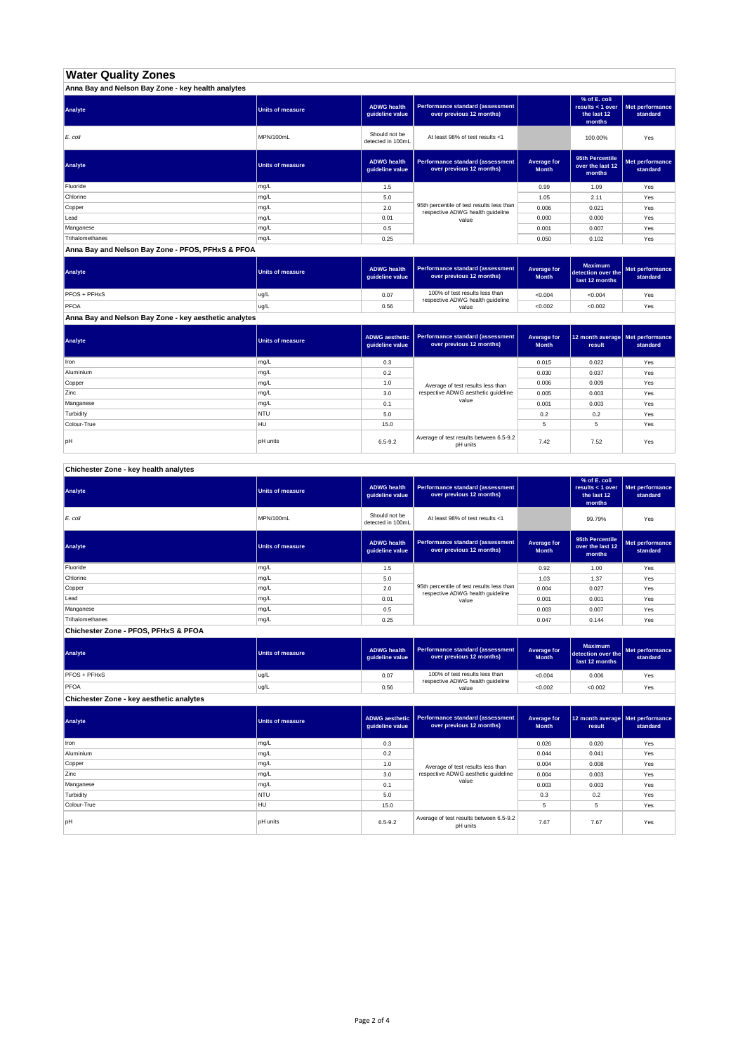# Water Quality Zones

## Anna Bay and Nelson Bay Zone - key health analytes

| Analyte | Units of measure | ADWG health guideline value | Performance standard (assessment over previous 12 months) | | % of E. coli results < 1 over the last 12 months | Met performance standard |
|---|---|---|---|---|---|---|
| *E. coli* | MPN/100mL | Should not be detected in 100mL | At least 98% of test results <1 | | 100.00% | Yes |

| Analyte | Units of measure | ADWG health guideline value | Performance standard (assessment over previous 12 months) | Average for Month | 95th Percentile over the last 12 months | Met performance standard |
|---|---|---|---|---|---|---|
| Fluoride | mg/L | 1.5 | 95th percentile of test results less than respective ADWG health guideline value | 0.99 | 1.09 | Yes |
| Chlorine | mg/L | 5.0 | | 1.05 | 2.11 | Yes |
| Copper | mg/L | 2.0 | | 0.006 | 0.021 | Yes |
| Lead | mg/L | 0.01 | | 0.000 | 0.000 | Yes |
| Manganese | mg/L | 0.5 | | 0.001 | 0.007 | Yes |
| Trihalomethanes | mg/L | 0.25 | | 0.050 | 0.102 | Yes |

## Anna Bay and Nelson Bay Zone - PFOS, PFHxS & PFOA

| Analyte | Units of measure | ADWG health guideline value | Performance standard (assessment over previous 12 months) | Average for Month | Maximum detection over the last 12 months | Met performance standard |
|---|---|---|---|---|---|---|
| PFOS + PFHxS | ug/L | 0.07 | 100% of test results less than respective ADWG health guideline value | <0.004 | <0.004 | Yes |
| PFOA | ug/L | 0.56 | | <0.002 | <0.002 | Yes |

## Anna Bay and Nelson Bay Zone - key aesthetic analytes

| Analyte | Units of measure | ADWG aesthetic guideline value | Performance standard (assessment over previous 12 months) | Average for Month | 12 month average result | Met performance standard |
|---|---|---|---|---|---|---|
| Iron | mg/L | 0.3 | Average of test results less than respective ADWG aesthetic guideline value | 0.015 | 0.022 | Yes |
| Aluminium | mg/L | 0.2 | | 0.030 | 0.037 | Yes |
| Copper | mg/L | 1.0 | | 0.006 | 0.009 | Yes |
| Zinc | mg/L | 3.0 | | 0.005 | 0.003 | Yes |
| Manganese | mg/L | 0.1 | | 0.001 | 0.003 | Yes |
| Turbidity | NTU | 5.0 | | 0.2 | 0.2 | Yes |
| Colour-True | HU | 15.0 | | 5 | 5 | Yes |
| pH | pH units | 6.5-9.2 | Average of test results between 6.5-9.2 pH units | 7.42 | 7.52 | Yes |

## Chichester Zone - key health analytes

| Analyte | Units of measure | ADWG health guideline value | Performance standard (assessment over previous 12 months) | | % of E. coli results < 1 over the last 12 months | Met performance standard |
|---|---|---|---|---|---|---|
| *E. coli* | MPN/100mL | Should not be detected in 100mL | At least 98% of test results <1 | | 99.79% | Yes |

| Analyte | Units of measure | ADWG health guideline value | Performance standard (assessment over previous 12 months) | Average for Month | 95th Percentile over the last 12 months | Met performance standard |
|---|---|---|---|---|---|---|
| Fluoride | mg/L | 1.5 | 95th percentile of test results less than respective ADWG health guideline value | 0.92 | 1.00 | Yes |
| Chlorine | mg/L | 5.0 | | 1.03 | 1.37 | Yes |
| Copper | mg/L | 2.0 | | 0.004 | 0.027 | Yes |
| Lead | mg/L | 0.01 | | 0.001 | 0.001 | Yes |
| Manganese | mg/L | 0.5 | | 0.003 | 0.007 | Yes |
| Trihalomethanes | mg/L | 0.25 | | 0.047 | 0.144 | Yes |

## Chichester Zone - PFOS, PFHxS & PFOA

| Analyte | Units of measure | ADWG health guideline value | Performance standard (assessment over previous 12 months) | Average for Month | Maximum detection over the last 12 months | Met performance standard |
|---|---|---|---|---|---|---|
| PFOS + PFHxS | ug/L | 0.07 | 100% of test results less than respective ADWG health guideline value | <0.004 | 0.006 | Yes |
| PFOA | ug/L | 0.56 | | <0.002 | <0.002 | Yes |

## Chichester Zone - key aesthetic analytes

| Analyte | Units of measure | ADWG aesthetic guideline value | Performance standard (assessment over previous 12 months) | Average for Month | 12 month average result | Met performance standard |
|---|---|---|---|---|---|---|
| Iron | mg/L | 0.3 | Average of test results less than respective ADWG aesthetic guideline value | 0.026 | 0.020 | Yes |
| Aluminium | mg/L | 0.2 | | 0.044 | 0.041 | Yes |
| Copper | mg/L | 1.0 | | 0.004 | 0.008 | Yes |
| Zinc | mg/L | 3.0 | | 0.004 | 0.003 | Yes |
| Manganese | mg/L | 0.1 | | 0.003 | 0.003 | Yes |
| Turbidity | NTU | 5.0 | | 0.3 | 0.2 | Yes |
| Colour-True | HU | 15.0 | | 5 | 5 | Yes |
| pH | pH units | 6.5-9.2 | Average of test results between 6.5-9.2 pH units | 7.67 | 7.67 | Yes |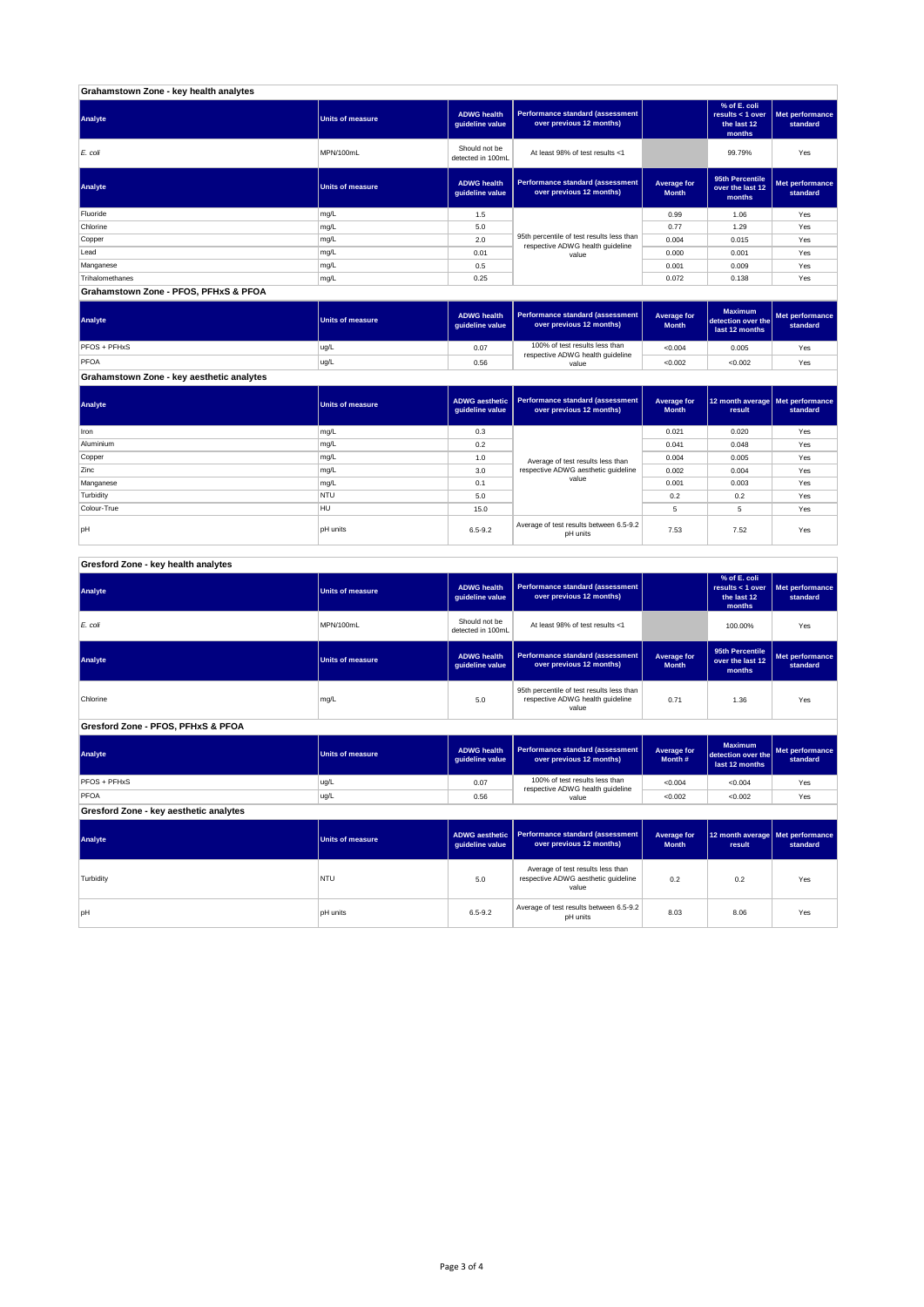## Grahamstown Zone - key health analytes

| Analyte | Units of measure | ADWG health guideline value | Performance standard (assessment over previous 12 months) | | % of E. coli results < 1 over the last 12 months | Met performance standard |
|---|---|---|---|---|---|---|
| *E. coli* | MPN/100mL | Should not be detected in 100mL | At least 98% of test results <1 | | 99.79% | Yes |

| Analyte | Units of measure | ADWG health guideline value | Performance standard (assessment over previous 12 months) | Average for Month | 95th Percentile over the last 12 months | Met performance standard |
|---|---|---|---|---|---|---|
| Fluoride | mg/L | 1.5 | 95th percentile of test results less than respective ADWG health guideline value | 0.99 | 1.06 | Yes |
| Chlorine | mg/L | 5.0 | | 0.77 | 1.29 | Yes |
| Copper | mg/L | 2.0 | | 0.004 | 0.015 | Yes |
| Lead | mg/L | 0.01 | | 0.000 | 0.001 | Yes |
| Manganese | mg/L | 0.5 | | 0.001 | 0.009 | Yes |
| Trihalomethanes | mg/L | 0.25 | | 0.072 | 0.138 | Yes |

## Grahamstown Zone - PFOS, PFHxS & PFOA

| Analyte | Units of measure | ADWG health guideline value | Performance standard (assessment over previous 12 months) | Average for Month | Maximum detection over the last 12 months | Met performance standard |
|---|---|---|---|---|---|---|
| PFOS + PFHxS | ug/L | 0.07 | 100% of test results less than respective ADWG health guideline value | <0.004 | 0.005 | Yes |
| PFOA | ug/L | 0.56 | | <0.002 | <0.002 | Yes |

## Grahamstown Zone - key aesthetic analytes

| Analyte | Units of measure | ADWG aesthetic guideline value | Performance standard (assessment over previous 12 months) | Average for Month | 12 month average result | Met performance standard |
|---|---|---|---|---|---|---|
| Iron | mg/L | 0.3 | Average of test results less than respective ADWG aesthetic guideline value | 0.021 | 0.020 | Yes |
| Aluminium | mg/L | 0.2 | | 0.041 | 0.048 | Yes |
| Copper | mg/L | 1.0 | | 0.004 | 0.005 | Yes |
| Zinc | mg/L | 3.0 | | 0.002 | 0.004 | Yes |
| Manganese | mg/L | 0.1 | | 0.001 | 0.003 | Yes |
| Turbidity | NTU | 5.0 | | 0.2 | 0.2 | Yes |
| Colour-True | HU | 15.0 | | 5 | 5 | Yes |
| pH | pH units | 6.5-9.2 | Average of test results between 6.5-9.2 pH units | 7.53 | 7.52 | Yes |

## Gresford Zone - key health analytes

| Analyte | Units of measure | ADWG health guideline value | Performance standard (assessment over previous 12 months) | | % of E. coli results < 1 over the last 12 months | Met performance standard |
|---|---|---|---|---|---|---|
| *E. coli* | MPN/100mL | Should not be detected in 100mL | At least 98% of test results <1 | | 100.00% | Yes |

| Analyte | Units of measure | ADWG health guideline value | Performance standard (assessment over previous 12 months) | Average for Month | 95th Percentile over the last 12 months | Met performance standard |
|---|---|---|---|---|---|---|
| Chlorine | mg/L | 5.0 | 95th percentile of test results less than respective ADWG health guideline value | 0.71 | 1.36 | Yes |

## Gresford Zone - PFOS, PFHxS & PFOA

| Analyte | Units of measure | ADWG health guideline value | Performance standard (assessment over previous 12 months) | Average for Month # | Maximum detection over the last 12 months | Met performance standard |
|---|---|---|---|---|---|---|
| PFOS + PFHxS | ug/L | 0.07 | 100% of test results less than respective ADWG health guideline value | <0.004 | <0.004 | Yes |
| PFOA | ug/L | 0.56 | | <0.002 | <0.002 | Yes |

## Gresford Zone - key aesthetic analytes

| Analyte | Units of measure | ADWG aesthetic guideline value | Performance standard (assessment over previous 12 months) | Average for Month | 12 month average result | Met performance standard |
|---|---|---|---|---|---|---|
| Turbidity | NTU | 5.0 | Average of test results less than respective ADWG aesthetic guideline value | 0.2 | 0.2 | Yes |
| pH | pH units | 6.5-9.2 | Average of test results between 6.5-9.2 pH units | 8.03 | 8.06 | Yes |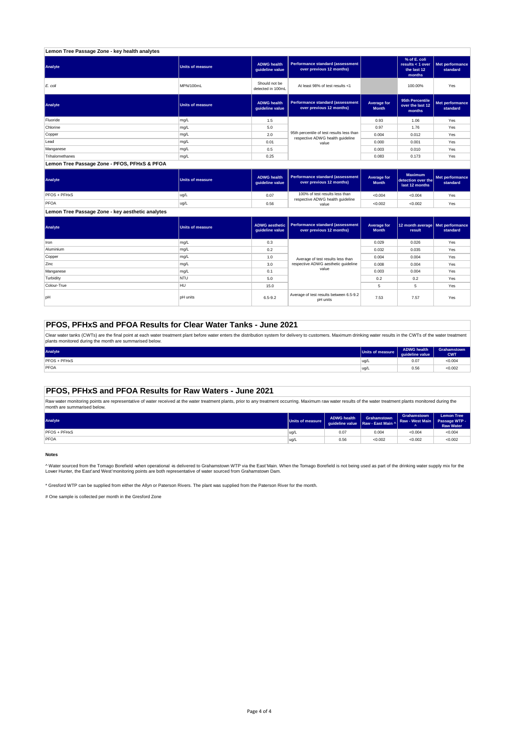## Lemon Tree Passage Zone - key health analytes

| Analyte | Units of measure | ADWG health guideline value | Performance standard (assessment over previous 12 months) | | % of E. coli results < 1 over the last 12 months | Met performance standard |
|---|---|---|---|---|---|---|
| *E. coli* | MPN/100mL | Should not be detected in 100mL | At least 98% of test results <1 | | 100.00% | Yes |

| Analyte | Units of measure | ADWG health guideline value | Performance standard (assessment over previous 12 months) | Average for Month | 95th Percentile over the last 12 months | Met performance standard |
|---|---|---|---|---|---|---|
| Fluoride | mg/L | 1.5 | 95th percentile of test results less than respective ADWG health guideline value | 0.93 | 1.06 | Yes |
| Chlorine | mg/L | 5.0 | | 0.97 | 1.76 | Yes |
| Copper | mg/L | 2.0 | | 0.004 | 0.012 | Yes |
| Lead | mg/L | 0.01 | | 0.000 | 0.001 | Yes |
| Manganese | mg/L | 0.5 | | 0.003 | 0.010 | Yes |
| Trihalomethanes | mg/L | 0.25 | | 0.083 | 0.173 | Yes |

## Lemon Tree Passage Zone - PFOS, PFHxS & PFOA

| Analyte | Units of measure | ADWG health guideline value | Performance standard (assessment over previous 12 months) | Average for Month | Maximum detection over the last 12 months | Met performance standard |
|---|---|---|---|---|---|---|
| PFOS + PFHxS | ug/L | 0.07 | 100% of test results less than respective ADWG health guideline value | <0.004 | <0.004 | Yes |
| PFOA | ug/L | 0.56 | | <0.002 | <0.002 | Yes |

## Lemon Tree Passage Zone - key aesthetic analytes

| Analyte | Units of measure | ADWG aesthetic guideline value | Performance standard (assessment over previous 12 months) | Average for Month | 12 month average result | Met performance standard |
|---|---|---|---|---|---|---|
| Iron | mg/L | 0.3 | Average of test results less than respective ADWG aesthetic guideline value | 0.029 | 0.026 | Yes |
| Aluminium | mg/L | 0.2 | | 0.032 | 0.035 | Yes |
| Copper | mg/L | 1.0 | | 0.004 | 0.004 | Yes |
| Zinc | mg/L | 3.0 | | 0.008 | 0.004 | Yes |
| Manganese | mg/L | 0.1 | | 0.003 | 0.004 | Yes |
| Turbidity | NTU | 5.0 | | 0.2 | 0.2 | Yes |
| Colour-True | HU | 15.0 | | 5 | 5 | Yes |
| pH | pH units | 6.5-9.2 | Average of test results between 6.5-9.2 pH units | 7.53 | 7.57 | Yes |

## PFOS, PFHxS and PFOA Results for Clear Water Tanks - June 2021

Clear water tanks (CWTs) are the final point at each water treatment plant before water enters the distribution system for delivery to customers. Maximum drinking water results in the CWTs of the water treatment plants monitored during the month are summarised below.

| Analyte | Units of measure | ADWG health guideline value | Grahamstown CWT |
|---|---|---|---|
| PFOS + PFHxS | ug/L | 0.07 | <0.004 |
| PFOA | ug/L | 0.56 | <0.002 |

## PFOS, PFHxS and PFOA Results for Raw Waters - June 2021

Raw water monitoring points are representative of water received at the water treatment plants, prior to any treatment occurring. Maximum raw water results of the water treatment plants monitored during the month are summarised below.

| Analyte | Units of measure | ADWG health guideline value | Grahamstown Raw - East Main ^ | Grahamstown Raw - West Main ^ | Lemon Tree Passage WTP - Raw Water |
|---|---|---|---|---|---|
| PFOS + PFHxS | ug/L | 0.07 | 0.004 | <0.004 | <0.004 |
| PFOA | ug/L | 0.56 | <0.002 | <0.002 | <0.002 |

**Notes**

^ Water sourced from the Tomago Borefield -when operational -is delivered to Grahamstown WTP via the East'Main. When the Tomago Borefield is not being used as part of the drinking water supply mix for the Lower Hunter, the East'and West'monitoring points are both representative of water sourced from Grahamstown Dam.

* Gresford WTP can be supplied from either the Allyn or Paterson Rivers. The plant was supplied from the Paterson River for the month.

# One sample is collected per month in the Gresford Zone